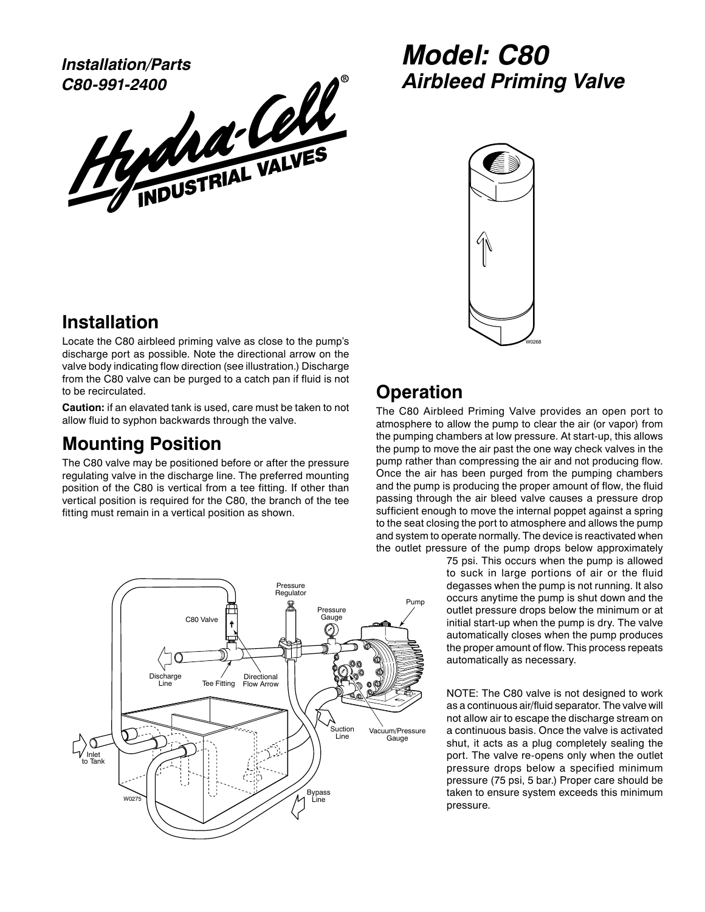*Installation/Parts*
*C80-991-2400*

Hydra-Cell® INDUSTRIAL VALVES

# *Model: C80*
## *Airbleed Priming Valve*

## Installation

Locate the C80 airbleed priming valve as close to the pump's discharge port as possible. Note the directional arrow on the valve body indicating flow direction (see illustration.) Discharge from the C80 valve can be purged to a catch pan if fluid is not to be recirculated.

**Caution:** if an elevated tank is used, care must be taken to not allow fluid to syphon backwards through the valve.

## Mounting Position

The C80 valve may be positioned before or after the pressure regulating valve in the discharge line. The preferred mounting position of the C80 is vertical from a tee fitting. If other than vertical position is required for the C80, the branch of the tee fitting must remain in a vertical position as shown.

## Operation

The C80 Airbleed Priming Valve provides an open port to atmosphere to allow the pump to clear the air (or vapor) from the pumping chambers at low pressure. At start-up, this allows the pump to move the air past the one way check valves in the pump rather than compressing the air and not producing flow. Once the air has been purged from the pumping chambers and the pump is producing the proper amount of flow, the fluid passing through the air bleed valve causes a pressure drop sufficient enough to move the internal poppet against a spring to the seat closing the port to atmosphere and allows the pump and system to operate normally. The device is reactivated when the outlet pressure of the pump drops below approximately 75 psi. This occurs when the pump is allowed to suck in large portions of air or the fluid degasses when the pump is not running. It also occurs anytime the pump is shut down and the outlet pressure drops below the minimum or at initial start-up when the pump is dry. The valve automatically closes when the pump produces the proper amount of flow. This process repeats automatically as necessary.

NOTE: The C80 valve is not designed to work as a continuous air/fluid separator. The valve will not allow air to escape the discharge stream on a continuous basis. Once the valve is activated shut, it acts as a plug completely sealing the port. The valve re-opens only when the outlet pressure drops below a specified minimum pressure (75 psi, 5 bar.) Proper care should be taken to ensure system exceeds this minimum pressure.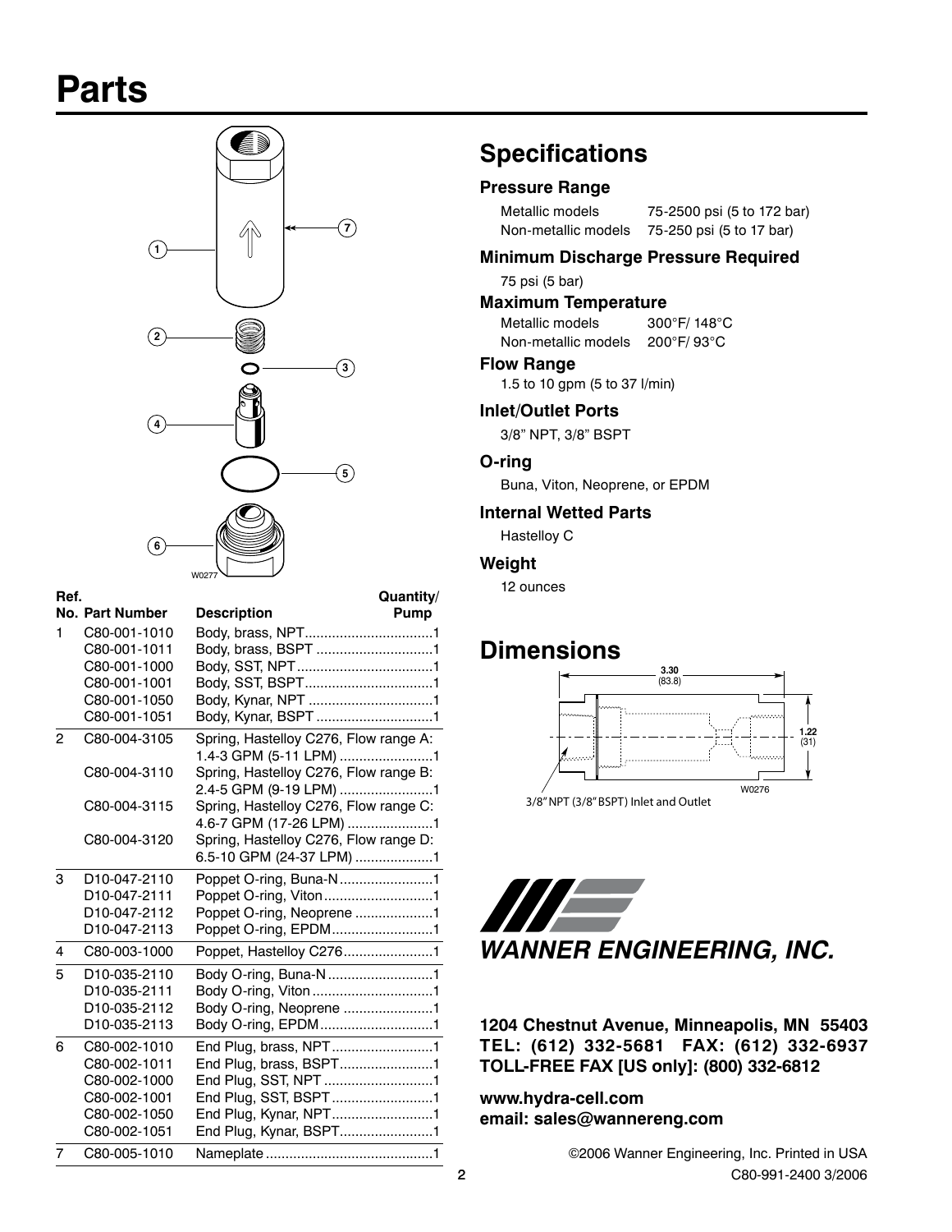# Parts

1
7
2
3
4
5
6
W0277

| Ref. No. | Part Number | Description | Quantity/ Pump |
|---|---|---|---|
| 1 | C80-001-1010 | Body, brass, NPT | 1 |
| | C80-001-1011 | Body, brass, BSPT | 1 |
| | C80-001-1000 | Body, SST, NPT | 1 |
| | C80-001-1001 | Body, SST, BSPT | 1 |
| | C80-001-1050 | Body, Kynar, NPT | 1 |
| | C80-001-1051 | Body, Kynar, BSPT | 1 |
| 2 | C80-004-3105 | Spring, Hastelloy C276, Flow range A: 1.4-3 GPM (5-11 LPM) | 1 |
| | C80-004-3110 | Spring, Hastelloy C276, Flow range B: 2.4-5 GPM (9-19 LPM) | 1 |
| | C80-004-3115 | Spring, Hastelloy C276, Flow range C: 4.6-7 GPM (17-26 LPM) | 1 |
| | C80-004-3120 | Spring, Hastelloy C276, Flow range D: 6.5-10 GPM (24-37 LPM) | 1 |
| 3 | D10-047-2110 | Poppet O-ring, Buna-N | 1 |
| | D10-047-2111 | Poppet O-ring, Viton | 1 |
| | D10-047-2112 | Poppet O-ring, Neoprene | 1 |
| | D10-047-2113 | Poppet O-ring, EPDM | 1 |
| 4 | C80-003-1000 | Poppet, Hastelloy C276 | 1 |
| 5 | D10-035-2110 | Body O-ring, Buna-N | 1 |
| | D10-035-2111 | Body O-ring, Viton | 1 |
| | D10-035-2112 | Body O-ring, Neoprene | 1 |
| | D10-035-2113 | Body O-ring, EPDM | 1 |
| 6 | C80-002-1010 | End Plug, brass, NPT | 1 |
| | C80-002-1011 | End Plug, brass, BSPT | 1 |
| | C80-002-1000 | End Plug, SST, NPT | 1 |
| | C80-002-1001 | End Plug, SST, BSPT | 1 |
| | C80-002-1050 | End Plug, Kynar, NPT | 1 |
| | C80-002-1051 | End Plug, Kynar, BSPT | 1 |
| 7 | C80-005-1010 | Nameplate | 1 |

## Specifications

### Pressure Range

Metallic models 75-2500 psi (5 to 172 bar)
Non-metallic models 75-250 psi (5 to 17 bar)

### Minimum Discharge Pressure Required

75 psi (5 bar)

### Maximum Temperature

Metallic models 300°F/ 148°C
Non-metallic models 200°F/ 93°C

### Flow Range

1.5 to 10 gpm (5 to 37 l/min)

### Inlet/Outlet Ports

3/8" NPT, 3/8" BSPT

### O-ring

Buna, Viton, Neoprene, or EPDM

### Internal Wetted Parts

Hastelloy C

### Weight

12 ounces

## Dimensions

3.30
(83.8)
1.22
(31)
W0276
3/8" NPT (3/8" BSPT) Inlet and Outlet

**WANNER ENGINEERING, INC.**

**1204 Chestnut Avenue, Minneapolis, MN 55403**
**TEL: (612) 332-5681 FAX: (612) 332-6937**
**TOLL-FREE FAX [US only]: (800) 332-6812**

**www.hydra-cell.com**
**email: sales@wannereng.com**

©2006 Wanner Engineering, Inc. Printed in USA
C80-991-2400 3/2006